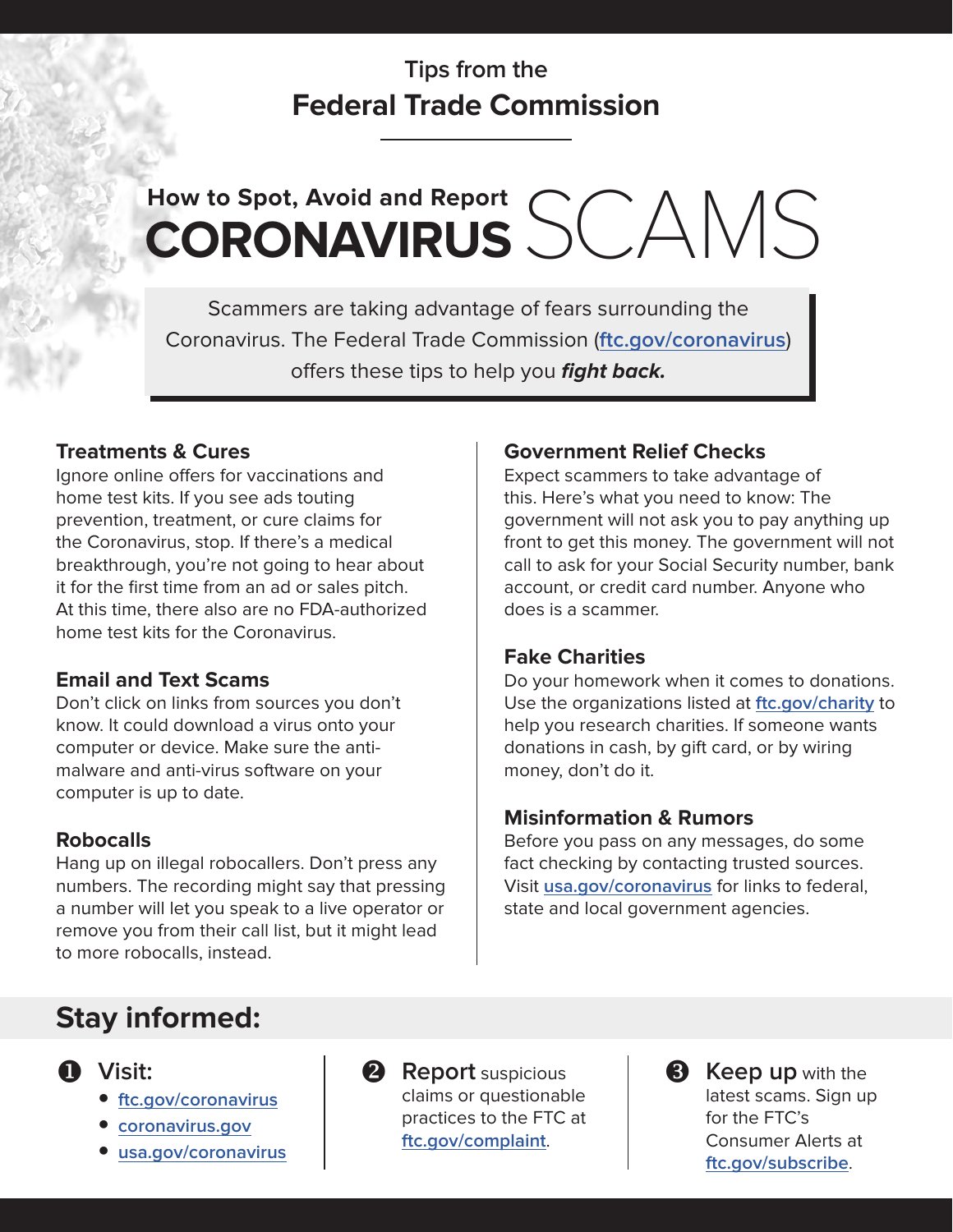Tips from the

# Federal Trade Commission

## How to Spot, Avoid and Report CORONAVIRUS SCAMS

Scammers are taking advantage of fears surrounding the Coronavirus. The Federal Trade Commission (ftc.gov/coronavirus) offers these tips to help you ***fight back.***

### Treatments & Cures

Ignore online offers for vaccinations and home test kits. If you see ads touting prevention, treatment, or cure claims for the Coronavirus, stop. If there's a medical breakthrough, you're not going to hear about it for the first time from an ad or sales pitch. At this time, there also are no FDA-authorized home test kits for the Coronavirus.

### Email and Text Scams

Don't click on links from sources you don't know. It could download a virus onto your computer or device. Make sure the anti-malware and anti-virus software on your computer is up to date.

### Robocalls

Hang up on illegal robocallers. Don't press any numbers. The recording might say that pressing a number will let you speak to a live operator or remove you from their call list, but it might lead to more robocalls, instead.

### Government Relief Checks

Expect scammers to take advantage of this. Here's what you need to know: The government will not ask you to pay anything up front to get this money. The government will not call to ask for your Social Security number, bank account, or credit card number. Anyone who does is a scammer.

### Fake Charities

Do your homework when it comes to donations. Use the organizations listed at ftc.gov/charity to help you research charities. If someone wants donations in cash, by gift card, or by wiring money, don't do it.

### Misinformation & Rumors

Before you pass on any messages, do some fact checking by contacting trusted sources. Visit usa.gov/coronavirus for links to federal, state and local government agencies.

## Stay informed:

1. **Visit:**
   - ftc.gov/coronavirus
   - coronavirus.gov
   - usa.gov/coronavirus

2. **Report** suspicious claims or questionable practices to the FTC at ftc.gov/complaint.

3. **Keep up** with the latest scams. Sign up for the FTC's Consumer Alerts at ftc.gov/subscribe.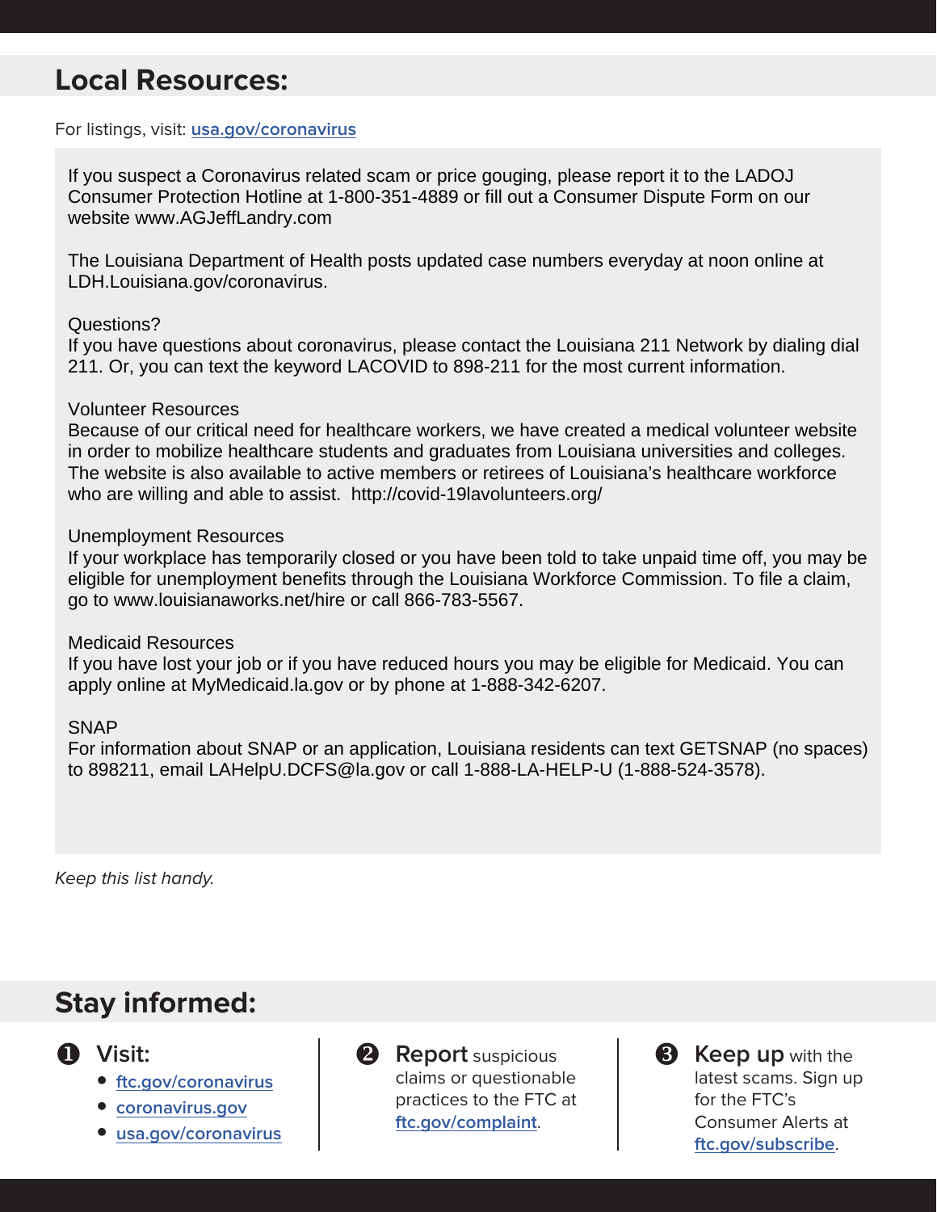## Local Resources:

For listings, visit: [usa.gov/coronavirus](usa.gov/coronavirus)

If you suspect a Coronavirus related scam or price gouging, please report it to the LADOJ Consumer Protection Hotline at 1-800-351-4889 or fill out a Consumer Dispute Form on our website www.AGJeffLandry.com

The Louisiana Department of Health posts updated case numbers everyday at noon online at LDH.Louisiana.gov/coronavirus.

Questions?
If you have questions about coronavirus, please contact the Louisiana 211 Network by dialing dial 211. Or, you can text the keyword LACOVID to 898-211 for the most current information.

Volunteer Resources
Because of our critical need for healthcare workers, we have created a medical volunteer website in order to mobilize healthcare students and graduates from Louisiana universities and colleges. The website is also available to active members or retirees of Louisiana's healthcare workforce who are willing and able to assist. http://covid-19lavolunteers.org/

Unemployment Resources
If your workplace has temporarily closed or you have been told to take unpaid time off, you may be eligible for unemployment benefits through the Louisiana Workforce Commission. To file a claim, go to www.louisianaworks.net/hire or call 866-783-5567.

Medicaid Resources
If you have lost your job or if you have reduced hours you may be eligible for Medicaid. You can apply online at MyMedicaid.la.gov or by phone at 1-888-342-6207.

SNAP
For information about SNAP or an application, Louisiana residents can text GETSNAP (no spaces) to 898211, email LAHelpU.DCFS@la.gov or call 1-888-LA-HELP-U (1-888-524-3578).

*Keep this list handy.*

## Stay informed:

❶ **Visit:**

- [ftc.gov/coronavirus](ftc.gov/coronavirus)
- [coronavirus.gov](coronavirus.gov)
- [usa.gov/coronavirus](usa.gov/coronavirus)

❷ **Report** suspicious claims or questionable practices to the FTC at [ftc.gov/complaint](ftc.gov/complaint).

❸ **Keep up** with the latest scams. Sign up for the FTC's Consumer Alerts at [ftc.gov/subscribe](ftc.gov/subscribe).